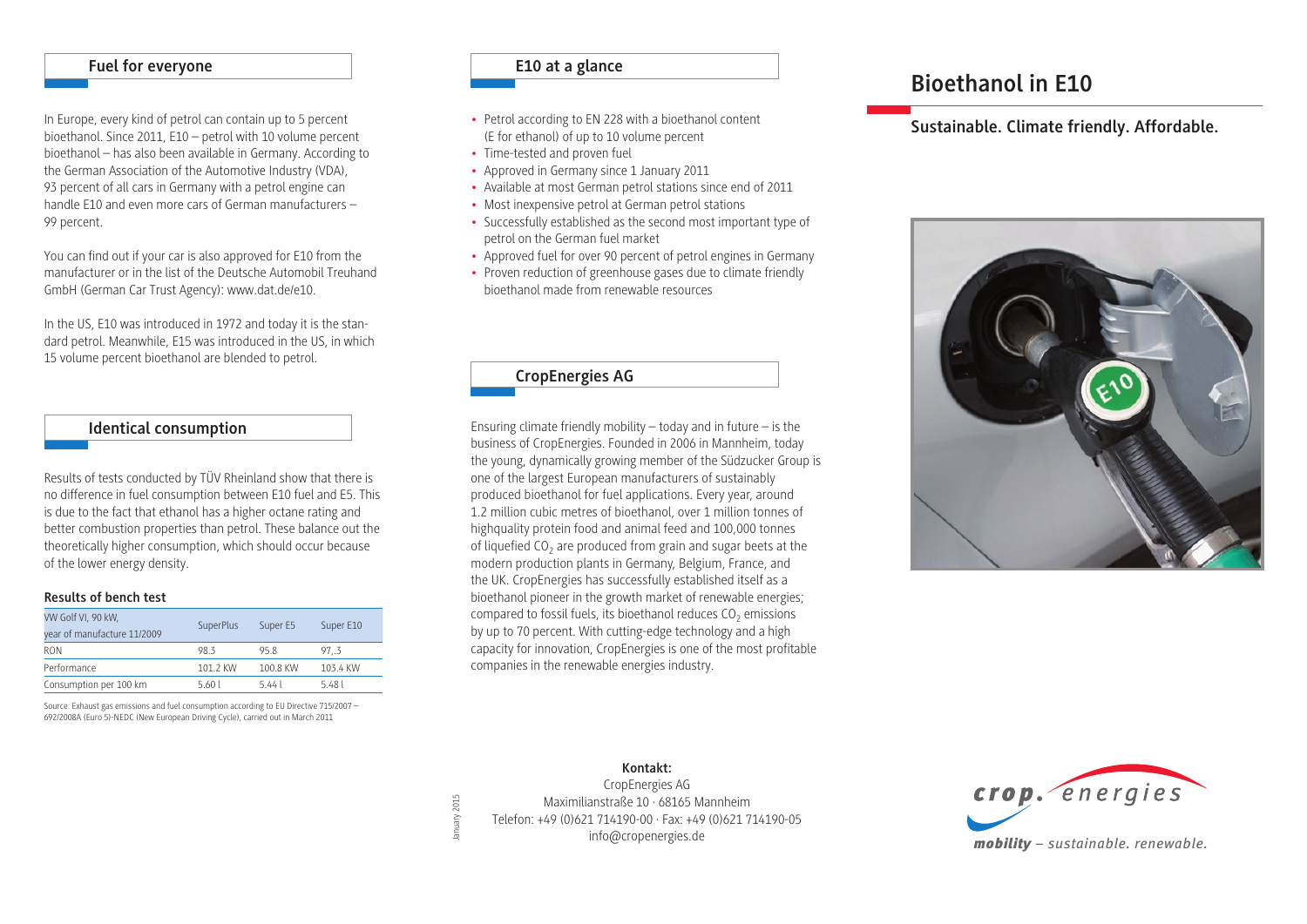## Fuel for everyone

In Europe, every kind of petrol can contain up to 5 percent bioethanol. Since 2011, E10 – petrol with 10 volume percent bioethanol – has also been available in Germany. According to the German Association of the Automotive Industry (VDA), 93 percent of all cars in Germany with a petrol engine can handle E10 and even more cars of German manufacturers – 99 percent.

You can find out if your car is also approved for E10 from the manufacturer or in the list of the Deutsche Automobil Treuhand GmbH (German Car Trust Agency): www.dat.de/e10.

In the US, E10 was introduced in 1972 and today it is the standard petrol. Meanwhile, E15 was introduced in the US, in which 15 volume percent bioethanol are blended to petrol.

## Identical consumption

Results of tests conducted by TÜV Rheinland show that there is no difference in fuel consumption between E10 fuel and E5. This is due to the fact that ethanol has a higher octane rating and better combustion properties than petrol. These balance out the theoretically higher consumption, which should occur because of the lower energy density.

**Results of bench test**

| VW Golf VI, 90 kW, year of manufacture 11/2009 | SuperPlus | Super E5 | Super E10 |
|---|---|---|---|
| RON | 98.3 | 95.8 | 97,.3 |
| Performance | 101.2 KW | 100.8 KW | 103.4 KW |
| Consumption per 100 km | 5.60 l | 5.44 l | 5.48 l |

Source: Exhaust gas emissions and fuel consumption according to EU Directive 715/2007 – 692/2008A (Euro 5)-NEDC (New European Driving Cycle), carried out in March 2011

## E10 at a glance

- Petrol according to EN 228 with a bioethanol content (E for ethanol) of up to 10 volume percent
- Time-tested and proven fuel
- Approved in Germany since 1 January 2011
- Available at most German petrol stations since end of 2011
- Most inexpensive petrol at German petrol stations
- Successfully established as the second most important type of petrol on the German fuel market
- Approved fuel for over 90 percent of petrol engines in Germany
- Proven reduction of greenhouse gases due to climate friendly bioethanol made from renewable resources

## CropEnergies AG

Ensuring climate friendly mobility – today and in future – is the business of CropEnergies. Founded in 2006 in Mannheim, today the young, dynamically growing member of the Südzucker Group is one of the largest European manufacturers of sustainably produced bioethanol for fuel applications. Every year, around 1.2 million cubic metres of bioethanol, over 1 million tonnes of highquality protein food and animal feed and 100,000 tonnes of liquefied $CO_2$ are produced from grain and sugar beets at the modern production plants in Germany, Belgium, France, and the UK. CropEnergies has successfully established itself as a bioethanol pioneer in the growth market of renewable energies; compared to fossil fuels, its bioethanol reduces $CO_2$ emissions by up to 70 percent. With cutting-edge technology and a high capacity for innovation, CropEnergies is one of the most profitable companies in the renewable energies industry.

**Kontakt:**
CropEnergies AG
Maximilianstraße 10 · 68165 Mannheim
Telefon: +49 (0)621 714190-00 · Fax: +49 (0)621 714190-05
info@cropenergies.de

January 2015

# Bioethanol in E10

## Sustainable. Climate friendly. Affordable.

crop. energies
*mobility – sustainable. renewable.*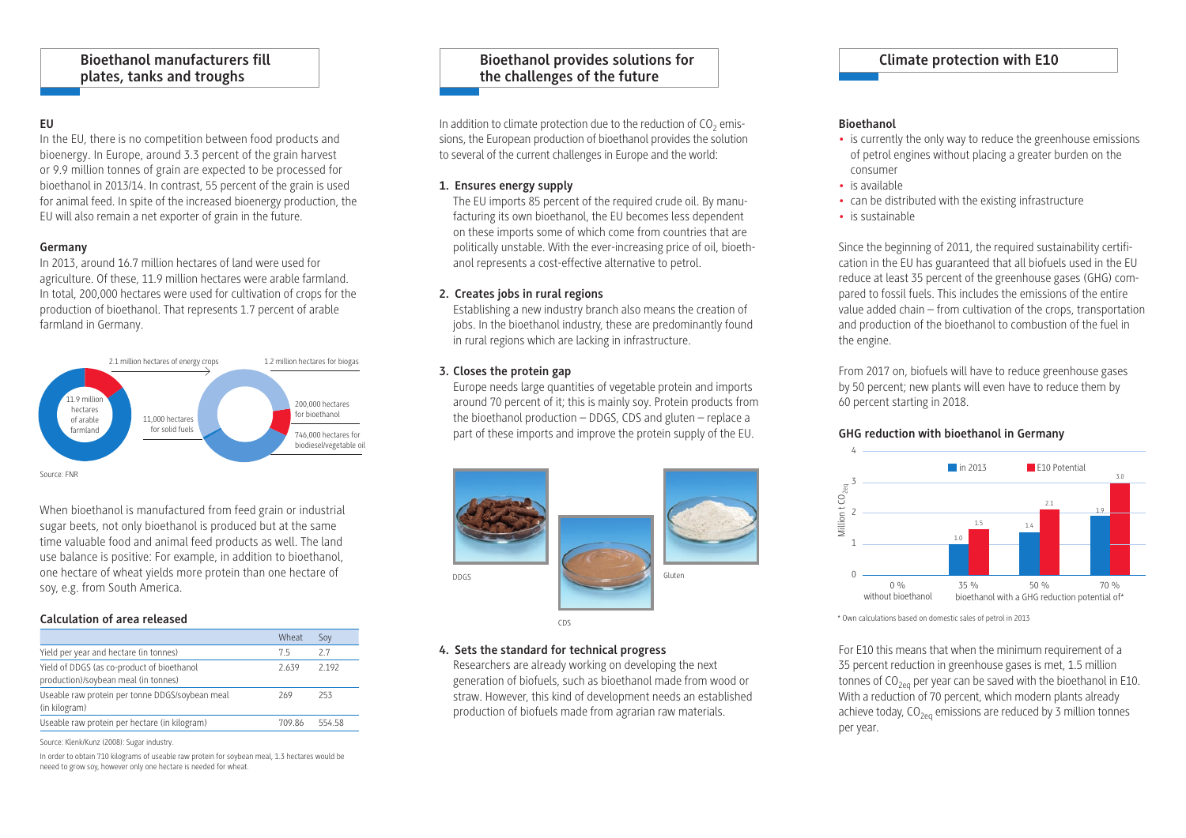## Bioethanol manufacturers fill plates, tanks and troughs

### EU

In the EU, there is no competition between food products and bioenergy. In Europe, around 3.3 percent of the grain harvest or 9.9 million tonnes of grain are expected to be processed for bioethanol in 2013/14. In contrast, 55 percent of the grain is used for animal feed. In spite of the increased bioenergy production, the EU will also remain a net exporter of grain in the future.

### Germany

In 2013, around 16.7 million hectares of land were used for agriculture. Of these, 11.9 million hectares were arable farmland. In total, 200,000 hectares were used for cultivation of crops for the production of bioethanol. That represents 1.7 percent of arable farmland in Germany.

2.1 million hectares of energy crops
1.2 million hectares for biogas
11.9 million hectares of arable farmland
11,000 hectares for solid fuels
200,000 hectares for bioethanol
746,000 hectares for biodiesel/vegetable oil

Source: FNR

When bioethanol is manufactured from feed grain or industrial sugar beets, not only bioethanol is produced but at the same time valuable food and animal feed products as well. The land use balance is positive: For example, in addition to bioethanol, one hectare of wheat yields more protein than one hectare of soy, e.g. from South America.

### Calculation of area released

| | Wheat | Soy |
|---|---|---|
| Yield per year and hectare (in tonnes) | 7.5 | 2.7 |
| Yield of DDGS (as co-product of bioethanol production)/soybean meal (in tonnes) | 2.639 | 2.192 |
| Useable raw protein per tonne DDGS/soybean meal (in kilogram) | 269 | 253 |
| Useable raw protein per hectare (in kilogram) | 709.86 | 554.58 |

Source: Klenk/Kunz (2008): Sugar industry.

In order to obtain 710 kilograms of useable raw protein for soybean meal, 1.3 hectares would be neeed to grow soy, however only one hectare is needed for wheat.

## Bioethanol provides solutions for the challenges of the future

In addition to climate protection due to the reduction of $CO_2$ emissions, the European production of bioethanol provides the solution to several of the current challenges in Europe and the world:

### 1. Ensures energy supply

The EU imports 85 percent of the required crude oil. By manufacturing its own bioethanol, the EU becomes less dependent on these imports some of which come from countries that are politically unstable. With the ever-increasing price of oil, bioethanol represents a cost-effective alternative to petrol.

### 2. Creates jobs in rural regions

Establishing a new industry branch also means the creation of jobs. In the bioethanol industry, these are predominantly found in rural regions which are lacking in infrastructure.

### 3. Closes the protein gap

Europe needs large quantities of vegetable protein and imports around 70 percent of it; this is mainly soy. Protein products from the bioethanol production – DDGS, CDS and gluten – replace a part of these imports and improve the protein supply of the EU.

DDGS

CDS

Gluten

### 4. Sets the standard for technical progress

Researchers are already working on developing the next generation of biofuels, such as bioethanol made from wood or straw. However, this kind of development needs an established production of biofuels made from agrarian raw materials.

## Climate protection with E10

### Bioethanol

- is currently the only way to reduce the greenhouse emissions of petrol engines without placing a greater burden on the consumer
- is available
- can be distributed with the existing infrastructure
- is sustainable

Since the beginning of 2011, the required sustainability certification in the EU has guaranteed that all biofuels used in the EU reduce at least 35 percent of the greenhouse gases (GHG) compared to fossil fuels. This includes the emissions of the entire value added chain – from cultivation of the crops, transportation and production of the bioethanol to combustion of the fuel in the engine.

From 2017 on, biofuels will have to reduce greenhouse gases by 50 percent; new plants will even have to reduce them by 60 percent starting in 2018.

### GHG reduction with bioethanol in Germany

in 2013
E10 Potential

Million t $CO_{2eq}$

0
1
2
3
4

1.0
1.5
1.4
2.1
1.9
3.0

0 %
without bioethanol
35 %
50 %
70 %
bioethanol with a GHG reduction potential of*

\* Own calculations based on domestic sales of petrol in 2013

For E10 this means that when the minimum requirement of a 35 percent reduction in greenhouse gases is met, 1.5 million tonnes of $CO_{2eq}$ per year can be saved with the bioethanol in E10. With a reduction of 70 percent, which modern plants already achieve today, $CO_{2eq}$ emissions are reduced by 3 million tonnes per year.